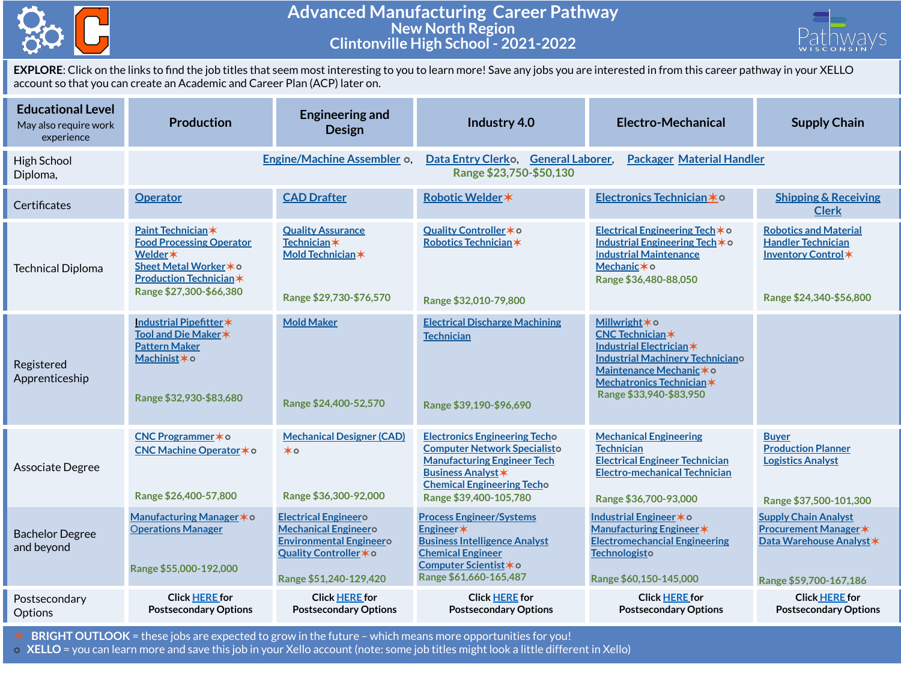# Advanced Manufacturing Career Pathway

## New North Region

## Clintonville High School - 2021-2022

**EXPLORE**: Click on the links to find the job titles that seem most interesting to you to learn more! Save any jobs you are interested in from this career pathway in your XELLO account so that you can create an Academic and Career Plan (ACP) later on.

| Educational Level (May also require work experience) | Production | Engineering and Design | Industry 4.0 | Electro-Mechanical | Supply Chain |
|---|---|---|---|---|---|
| High School Diploma, | Engine/Machine Assembler ○, Data Entry Clerk○, General Laborer, Packager Material Handler<br>Range $23,750-$50,130 | | | | |
| Certificates | Operator | CAD Drafter | Robotic Welder✶ | Electronics Technician✶○ | Shipping & Receiving Clerk |
| Technical Diploma | Paint Technician✶<br>Food Processing Operator<br>Welder✶<br>Sheet Metal Worker✶○<br>Production Technician✶<br>Range $27,300-$66,380 | Quality Assurance Technician✶<br>Mold Technician✶<br>Range $29,730-$76,570 | Quality Controller✶○<br>Robotics Technician✶<br>Range $32,010-79,800 | Electrical Engineering Tech✶○<br>Industrial Engineering Tech✶○<br>Industrial Maintenance Mechanic✶○<br>Range $36,480-88,050 | Robotics and Material Handler Technician<br>Inventory Control✶<br>Range $24,340-$56,800 |
| Registered Apprenticeship | Industrial Pipefitter✶<br>Tool and Die Maker✶<br>Pattern Maker<br>Machinist✶○<br>Range $32,930-$83,680 | Mold Maker<br>Range $24,400-52,570 | Electrical Discharge Machining Technician<br>Range $39,190-$96,690 | Millwright✶○<br>CNC Technician✶<br>Industrial Electrician✶<br>Industrial Machinery Technician○<br>Maintenance Mechanic✶○<br>Mechatronics Technician✶<br>Range $33,940-$83,950 | |
| Associate Degree | CNC Programmer✶○<br>CNC Machine Operator✶○<br>Range $26,400-57,800 | Mechanical Designer (CAD) ✶○<br>Range $36,300-92,000 | Electronics Engineering Tech○<br>Computer Network Specialist○<br>Manufacturing Engineer Tech<br>Business Analyst✶<br>Chemical Engineering Tech○<br>Range $39,400-105,780 | Mechanical Engineering Technician<br>Electrical Engineer Technician<br>Electro-mechanical Technician<br>Range $36,700-93,000 | Buyer<br>Production Planner<br>Logistics Analyst<br>Range $37,500-101,300 |
| Bachelor Degree and beyond | Manufacturing Manager✶○<br>Operations Manager<br>Range $55,000-192,000 | Electrical Engineer○<br>Mechanical Engineer○<br>Environmental Engineer○<br>Quality Controller✶○<br>Range $51,240-129,420 | Process Engineer/Systems Engineer✶<br>Business Intelligence Analyst<br>Chemical Engineer<br>Computer Scientist✶○<br>Range $61,660-165,487 | Industrial Engineer✶○<br>Manufacturing Engineer✶<br>Electromechanical Engineering Technologist○<br>Range $60,150-145,000 | Supply Chain Analyst<br>Procurement Manager✶<br>Data Warehouse Analyst✶<br>Range $59,700-167,186 |
| Postsecondary Options | Click HERE for Postsecondary Options | Click HERE for Postsecondary Options | Click HERE for Postsecondary Options | Click HERE for Postsecondary Options | Click HERE for Postsecondary Options |

✶ **BRIGHT OUTLOOK** = these jobs are expected to grow in the future – which means more opportunities for you!
○ **XELLO** = you can learn more and save this job in your Xello account (note: some job titles might look a little different in Xello)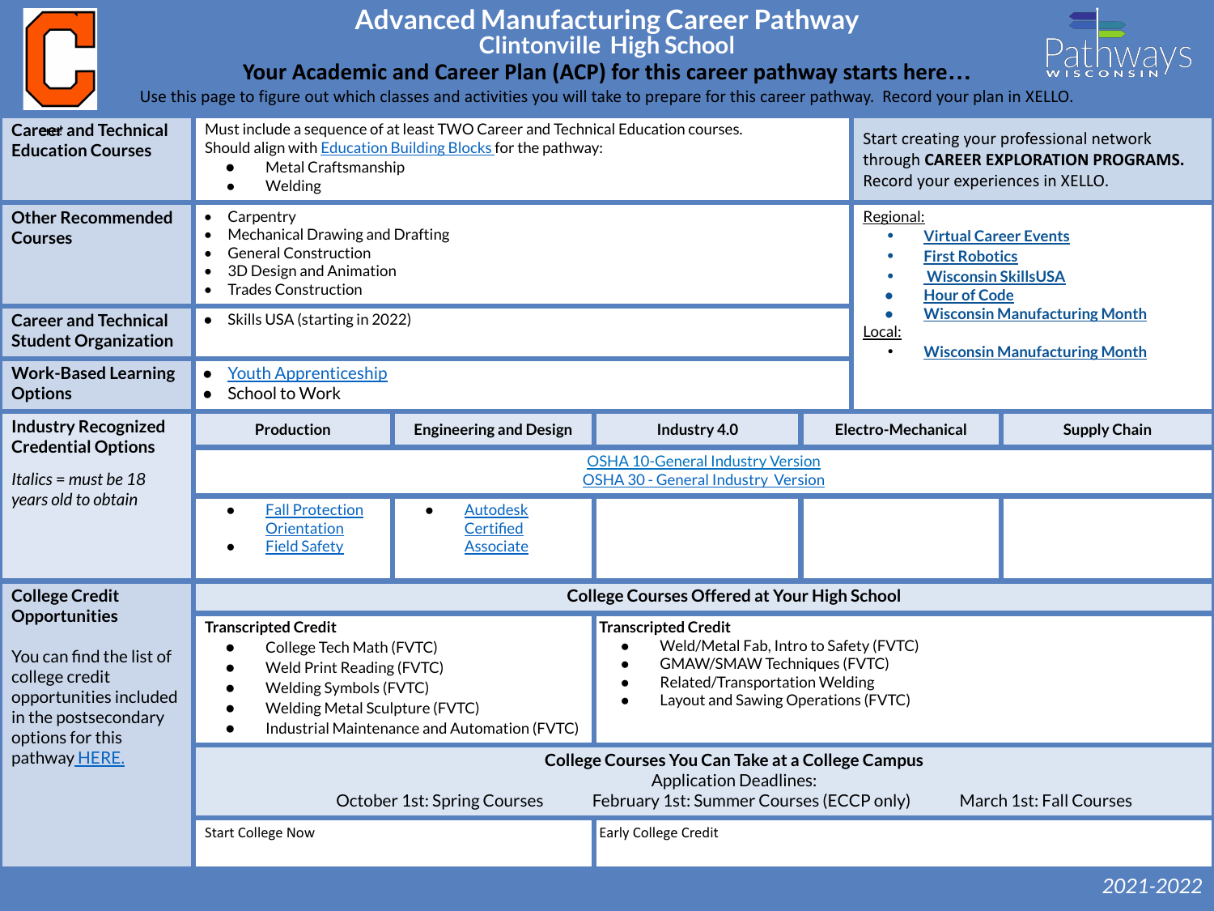# Advanced Manufacturing Career Pathway

## Clintonville High School

### Your Academic and Career Plan (ACP) for this career pathway starts here…

Use this page to figure out which classes and activities you will take to prepare for this career pathway. Record your plan in XELLO.

**Career and Technical Education Courses**

Must include a sequence of at least TWO Career and Technical Education courses.
Should align with Education Building Blocks for the pathway:

- Metal Craftsmanship
- Welding

**Other Recommended Courses**

- Carpentry
- Mechanical Drawing and Drafting
- General Construction
- 3D Design and Animation
- Trades Construction

**Career and Technical Student Organization**

- Skills USA (starting in 2022)

**Work-Based Learning Options**

- Youth Apprenticeship
- School to Work

Start creating your professional network through **CAREER EXPLORATION PROGRAMS.** Record your experiences in XELLO.

Regional:

- Virtual Career Events
- First Robotics
- Wisconsin SkillsUSA
- Hour of Code
- Wisconsin Manufacturing Month

Local:

- Wisconsin Manufacturing Month

**Industry Recognized Credential Options**

*Italics = must be 18 years old to obtain*

| Production | Engineering and Design | Industry 4.0 | Electro-Mechanical | Supply Chain |
|---|---|---|---|---|
| OSHA 10-General Industry Version<br>OSHA 30 - General Industry Version | | | | |
| • Fall Protection Orientation<br>• Field Safety | • Autodesk Certified Associate | | | |

**College Credit Opportunities**

You can find the list of college credit opportunities included in the postsecondary options for this pathway HERE.

**College Courses Offered at Your High School**

| Transcripted Credit | Transcripted Credit |
|---|---|
| • College Tech Math (FVTC)<br>• Weld Print Reading (FVTC)<br>• Welding Symbols (FVTC)<br>• Welding Metal Sculpture (FVTC)<br>• Industrial Maintenance and Automation (FVTC) | • Weld/Metal Fab, Intro to Safety (FVTC)<br>• GMAW/SMAW Techniques (FVTC)<br>• Related/Transportation Welding<br>• Layout and Sawing Operations (FVTC) |

**College Courses You Can Take at a College Campus**

Application Deadlines:

October 1st: Spring Courses | February 1st: Summer Courses (ECCP only) | March 1st: Fall Courses

| Start College Now | Early College Credit |
|---|---|
| | |

*2021-2022*